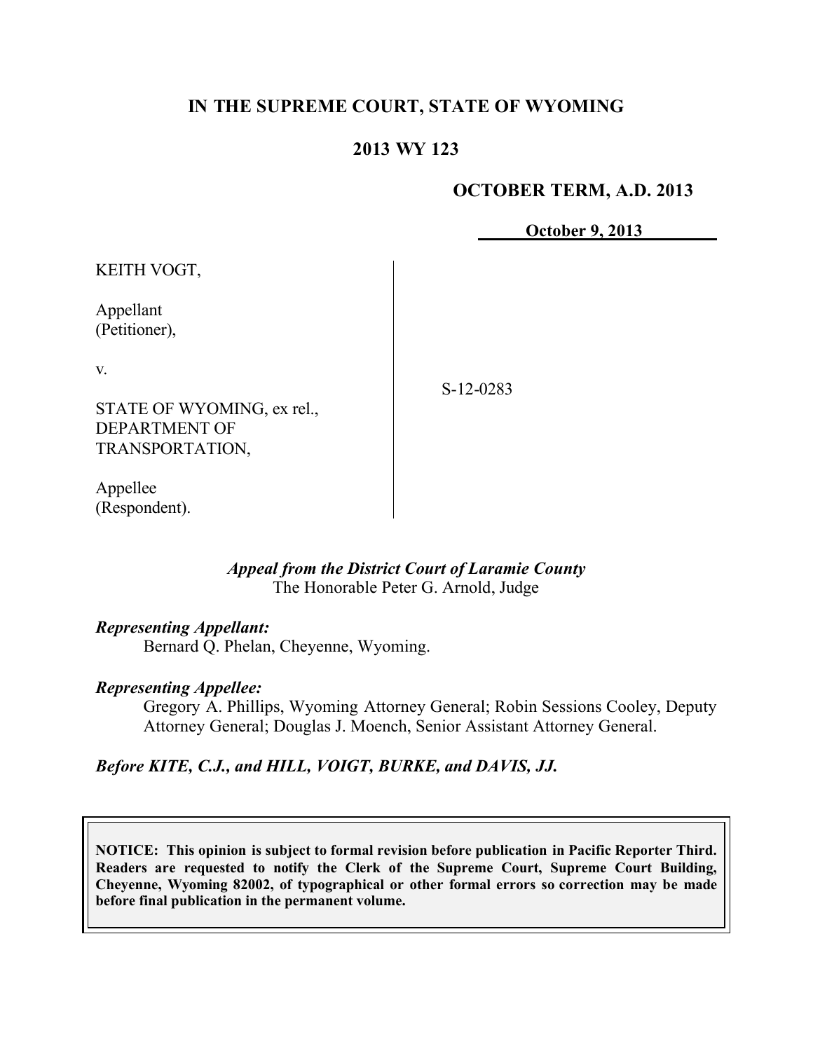# IN THE SUPREME COURT, STATE OF WYOMING

## 2013 WY 123

**OCTOBER TERM, A.D. 2013**

**October 9, 2013**

KEITH VOGT,

Appellant
(Petitioner),

v.

STATE OF WYOMING, ex rel.,
DEPARTMENT OF
TRANSPORTATION,

Appellee
(Respondent).

S-12-0283

*Appeal from the District Court of Laramie County*
The Honorable Peter G. Arnold, Judge

***Representing Appellant:***
Bernard Q. Phelan, Cheyenne, Wyoming.

***Representing Appellee:***
Gregory A. Phillips, Wyoming Attorney General; Robin Sessions Cooley, Deputy Attorney General; Douglas J. Moench, Senior Assistant Attorney General.

***Before KITE, C.J., and HILL, VOIGT, BURKE, and DAVIS, JJ.***

**NOTICE: This opinion is subject to formal revision before publication in Pacific Reporter Third. Readers are requested to notify the Clerk of the Supreme Court, Supreme Court Building, Cheyenne, Wyoming 82002, of typographical or other formal errors so correction may be made before final publication in the permanent volume.**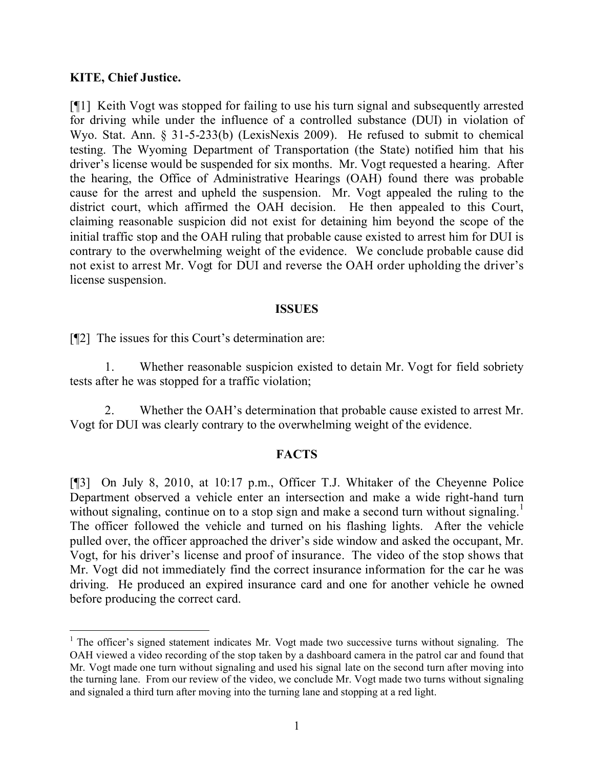**KITE, Chief Justice.**

[¶1] Keith Vogt was stopped for failing to use his turn signal and subsequently arrested for driving while under the influence of a controlled substance (DUI) in violation of Wyo. Stat. Ann. § 31-5-233(b) (LexisNexis 2009). He refused to submit to chemical testing. The Wyoming Department of Transportation (the State) notified him that his driver's license would be suspended for six months. Mr. Vogt requested a hearing. After the hearing, the Office of Administrative Hearings (OAH) found there was probable cause for the arrest and upheld the suspension. Mr. Vogt appealed the ruling to the district court, which affirmed the OAH decision. He then appealed to this Court, claiming reasonable suspicion did not exist for detaining him beyond the scope of the initial traffic stop and the OAH ruling that probable cause existed to arrest him for DUI is contrary to the overwhelming weight of the evidence. We conclude probable cause did not exist to arrest Mr. Vogt for DUI and reverse the OAH order upholding the driver's license suspension.

## ISSUES

[¶2] The issues for this Court's determination are:

1. Whether reasonable suspicion existed to detain Mr. Vogt for field sobriety tests after he was stopped for a traffic violation;

2. Whether the OAH's determination that probable cause existed to arrest Mr. Vogt for DUI was clearly contrary to the overwhelming weight of the evidence.

## FACTS

[¶3] On July 8, 2010, at 10:17 p.m., Officer T.J. Whitaker of the Cheyenne Police Department observed a vehicle enter an intersection and make a wide right-hand turn without signaling, continue on to a stop sign and make a second turn without signaling.[1] The officer followed the vehicle and turned on his flashing lights. After the vehicle pulled over, the officer approached the driver's side window and asked the occupant, Mr. Vogt, for his driver's license and proof of insurance. The video of the stop shows that Mr. Vogt did not immediately find the correct insurance information for the car he was driving. He produced an expired insurance card and one for another vehicle he owned before producing the correct card.

---

[1] The officer's signed statement indicates Mr. Vogt made two successive turns without signaling. The OAH viewed a video recording of the stop taken by a dashboard camera in the patrol car and found that Mr. Vogt made one turn without signaling and used his signal late on the second turn after moving into the turning lane. From our review of the video, we conclude Mr. Vogt made two turns without signaling and signaled a third turn after moving into the turning lane and stopping at a red light.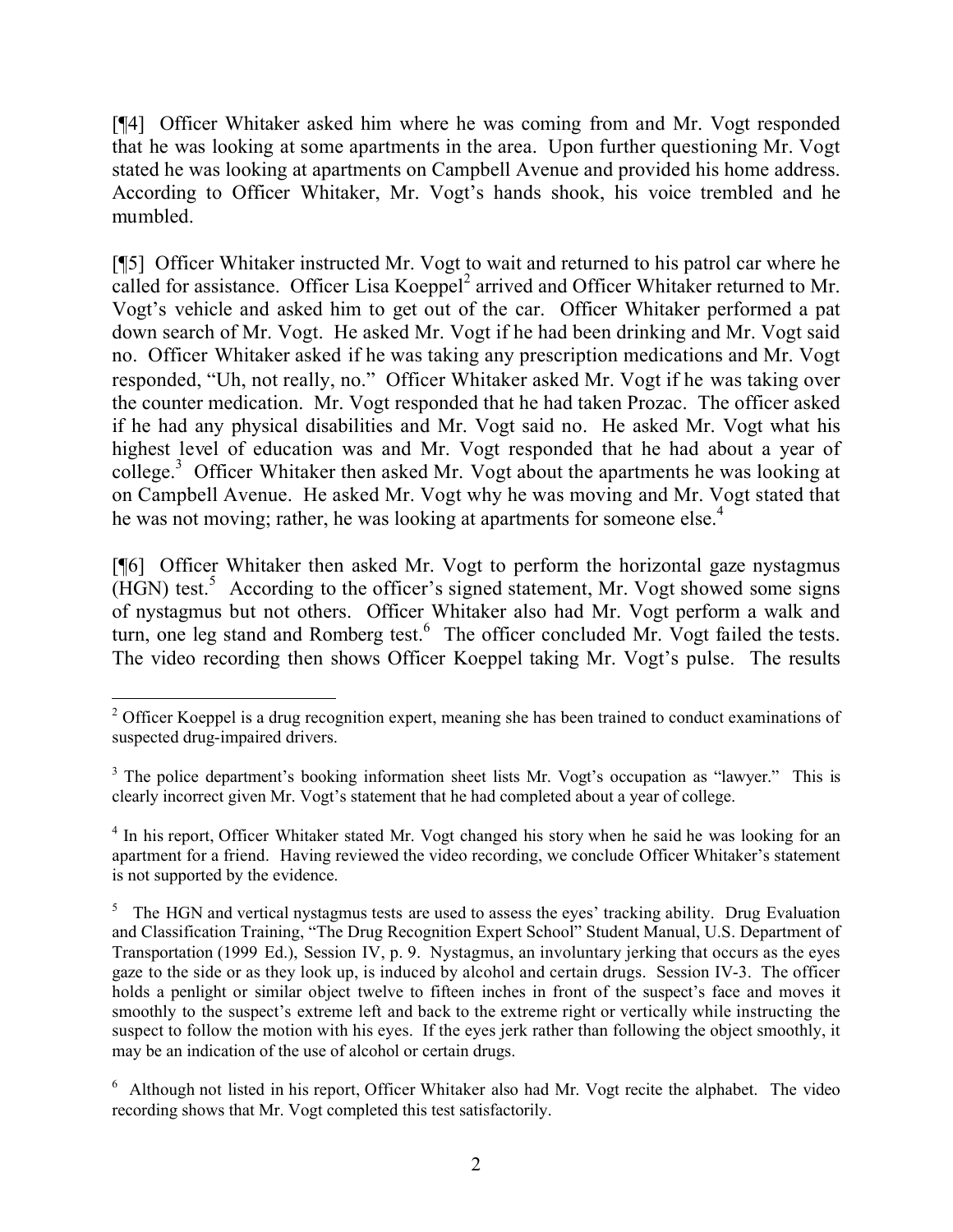[¶4] Officer Whitaker asked him where he was coming from and Mr. Vogt responded that he was looking at some apartments in the area. Upon further questioning Mr. Vogt stated he was looking at apartments on Campbell Avenue and provided his home address. According to Officer Whitaker, Mr. Vogt's hands shook, his voice trembled and he mumbled.

[¶5] Officer Whitaker instructed Mr. Vogt to wait and returned to his patrol car where he called for assistance. Officer Lisa Koeppel[2] arrived and Officer Whitaker returned to Mr. Vogt's vehicle and asked him to get out of the car. Officer Whitaker performed a pat down search of Mr. Vogt. He asked Mr. Vogt if he had been drinking and Mr. Vogt said no. Officer Whitaker asked if he was taking any prescription medications and Mr. Vogt responded, "Uh, not really, no." Officer Whitaker asked Mr. Vogt if he was taking over the counter medication. Mr. Vogt responded that he had taken Prozac. The officer asked if he had any physical disabilities and Mr. Vogt said no. He asked Mr. Vogt what his highest level of education was and Mr. Vogt responded that he had about a year of college.[3] Officer Whitaker then asked Mr. Vogt about the apartments he was looking at on Campbell Avenue. He asked Mr. Vogt why he was moving and Mr. Vogt stated that he was not moving; rather, he was looking at apartments for someone else.[4]

[¶6] Officer Whitaker then asked Mr. Vogt to perform the horizontal gaze nystagmus (HGN) test.[5] According to the officer's signed statement, Mr. Vogt showed some signs of nystagmus but not others. Officer Whitaker also had Mr. Vogt perform a walk and turn, one leg stand and Romberg test.[6] The officer concluded Mr. Vogt failed the tests. The video recording then shows Officer Koeppel taking Mr. Vogt's pulse. The results

---

[2] Officer Koeppel is a drug recognition expert, meaning she has been trained to conduct examinations of suspected drug-impaired drivers.

[3] The police department's booking information sheet lists Mr. Vogt's occupation as "lawyer." This is clearly incorrect given Mr. Vogt's statement that he had completed about a year of college.

[4] In his report, Officer Whitaker stated Mr. Vogt changed his story when he said he was looking for an apartment for a friend. Having reviewed the video recording, we conclude Officer Whitaker's statement is not supported by the evidence.

[5] The HGN and vertical nystagmus tests are used to assess the eyes' tracking ability. Drug Evaluation and Classification Training, "The Drug Recognition Expert School" Student Manual, U.S. Department of Transportation (1999 Ed.), Session IV, p. 9. Nystagmus, an involuntary jerking that occurs as the eyes gaze to the side or as they look up, is induced by alcohol and certain drugs. Session IV-3. The officer holds a penlight or similar object twelve to fifteen inches in front of the suspect's face and moves it smoothly to the suspect's extreme left and back to the extreme right or vertically while instructing the suspect to follow the motion with his eyes. If the eyes jerk rather than following the object smoothly, it may be an indication of the use of alcohol or certain drugs.

[6] Although not listed in his report, Officer Whitaker also had Mr. Vogt recite the alphabet. The video recording shows that Mr. Vogt completed this test satisfactorily.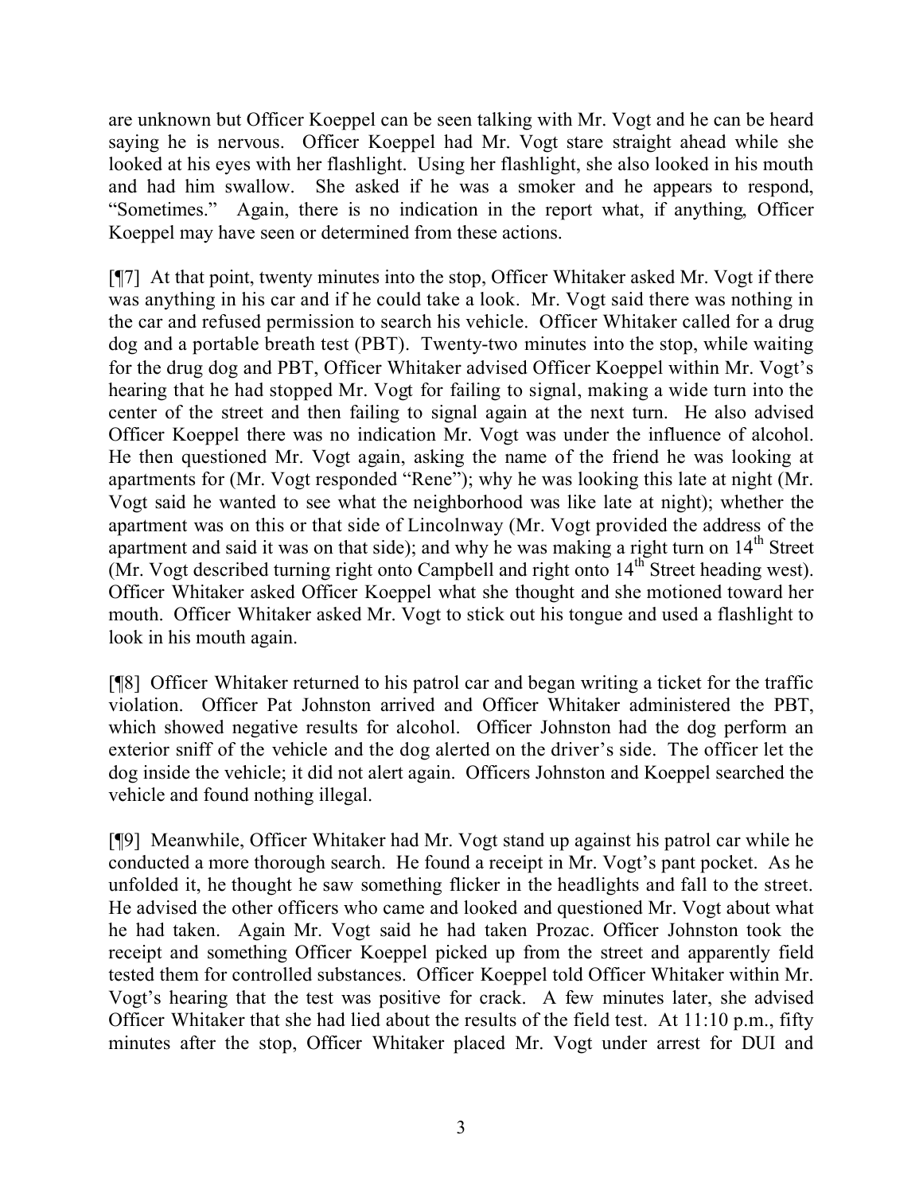are unknown but Officer Koeppel can be seen talking with Mr. Vogt and he can be heard saying he is nervous. Officer Koeppel had Mr. Vogt stare straight ahead while she looked at his eyes with her flashlight. Using her flashlight, she also looked in his mouth and had him swallow. She asked if he was a smoker and he appears to respond, "Sometimes." Again, there is no indication in the report what, if anything, Officer Koeppel may have seen or determined from these actions.

[¶7] At that point, twenty minutes into the stop, Officer Whitaker asked Mr. Vogt if there was anything in his car and if he could take a look. Mr. Vogt said there was nothing in the car and refused permission to search his vehicle. Officer Whitaker called for a drug dog and a portable breath test (PBT). Twenty-two minutes into the stop, while waiting for the drug dog and PBT, Officer Whitaker advised Officer Koeppel within Mr. Vogt's hearing that he had stopped Mr. Vogt for failing to signal, making a wide turn into the center of the street and then failing to signal again at the next turn. He also advised Officer Koeppel there was no indication Mr. Vogt was under the influence of alcohol. He then questioned Mr. Vogt again, asking the name of the friend he was looking at apartments for (Mr. Vogt responded "Rene"); why he was looking this late at night (Mr. Vogt said he wanted to see what the neighborhood was like late at night); whether the apartment was on this or that side of Lincolnway (Mr. Vogt provided the address of the apartment and said it was on that side); and why he was making a right turn on 14th Street (Mr. Vogt described turning right onto Campbell and right onto 14th Street heading west). Officer Whitaker asked Officer Koeppel what she thought and she motioned toward her mouth. Officer Whitaker asked Mr. Vogt to stick out his tongue and used a flashlight to look in his mouth again.

[¶8] Officer Whitaker returned to his patrol car and began writing a ticket for the traffic violation. Officer Pat Johnston arrived and Officer Whitaker administered the PBT, which showed negative results for alcohol. Officer Johnston had the dog perform an exterior sniff of the vehicle and the dog alerted on the driver's side. The officer let the dog inside the vehicle; it did not alert again. Officers Johnston and Koeppel searched the vehicle and found nothing illegal.

[¶9] Meanwhile, Officer Whitaker had Mr. Vogt stand up against his patrol car while he conducted a more thorough search. He found a receipt in Mr. Vogt's pant pocket. As he unfolded it, he thought he saw something flicker in the headlights and fall to the street. He advised the other officers who came and looked and questioned Mr. Vogt about what he had taken. Again Mr. Vogt said he had taken Prozac. Officer Johnston took the receipt and something Officer Koeppel picked up from the street and apparently field tested them for controlled substances. Officer Koeppel told Officer Whitaker within Mr. Vogt's hearing that the test was positive for crack. A few minutes later, she advised Officer Whitaker that she had lied about the results of the field test. At 11:10 p.m., fifty minutes after the stop, Officer Whitaker placed Mr. Vogt under arrest for DUI and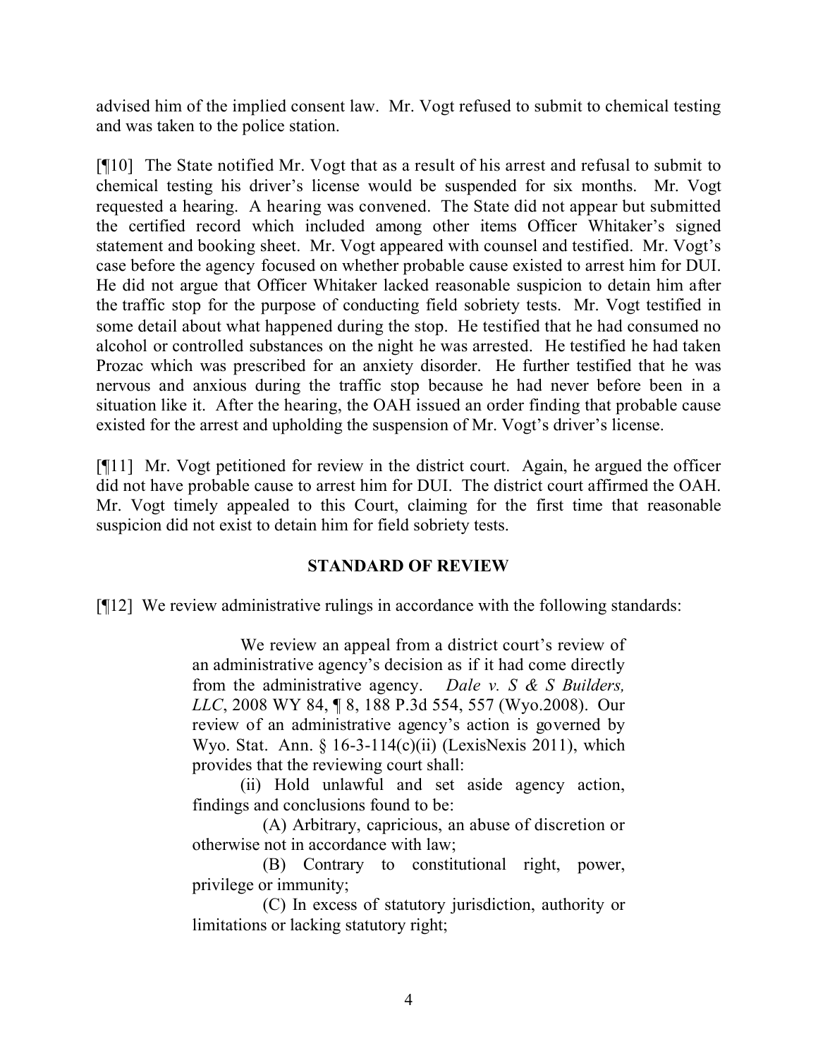advised him of the implied consent law. Mr. Vogt refused to submit to chemical testing and was taken to the police station.

[¶10] The State notified Mr. Vogt that as a result of his arrest and refusal to submit to chemical testing his driver's license would be suspended for six months. Mr. Vogt requested a hearing. A hearing was convened. The State did not appear but submitted the certified record which included among other items Officer Whitaker's signed statement and booking sheet. Mr. Vogt appeared with counsel and testified. Mr. Vogt's case before the agency focused on whether probable cause existed to arrest him for DUI. He did not argue that Officer Whitaker lacked reasonable suspicion to detain him after the traffic stop for the purpose of conducting field sobriety tests. Mr. Vogt testified in some detail about what happened during the stop. He testified that he had consumed no alcohol or controlled substances on the night he was arrested. He testified he had taken Prozac which was prescribed for an anxiety disorder. He further testified that he was nervous and anxious during the traffic stop because he had never before been in a situation like it. After the hearing, the OAH issued an order finding that probable cause existed for the arrest and upholding the suspension of Mr. Vogt's driver's license.

[¶11] Mr. Vogt petitioned for review in the district court. Again, he argued the officer did not have probable cause to arrest him for DUI. The district court affirmed the OAH. Mr. Vogt timely appealed to this Court, claiming for the first time that reasonable suspicion did not exist to detain him for field sobriety tests.

## STANDARD OF REVIEW

[¶12] We review administrative rulings in accordance with the following standards:

> We review an appeal from a district court's review of an administrative agency's decision as if it had come directly from the administrative agency. *Dale v. S & S Builders, LLC*, 2008 WY 84, ¶ 8, 188 P.3d 554, 557 (Wyo.2008). Our review of an administrative agency's action is governed by Wyo. Stat. Ann. § 16-3-114(c)(ii) (LexisNexis 2011), which provides that the reviewing court shall:
>
> (ii) Hold unlawful and set aside agency action, findings and conclusions found to be:
>
> (A) Arbitrary, capricious, an abuse of discretion or otherwise not in accordance with law;
>
> (B) Contrary to constitutional right, power, privilege or immunity;
>
> (C) In excess of statutory jurisdiction, authority or limitations or lacking statutory right;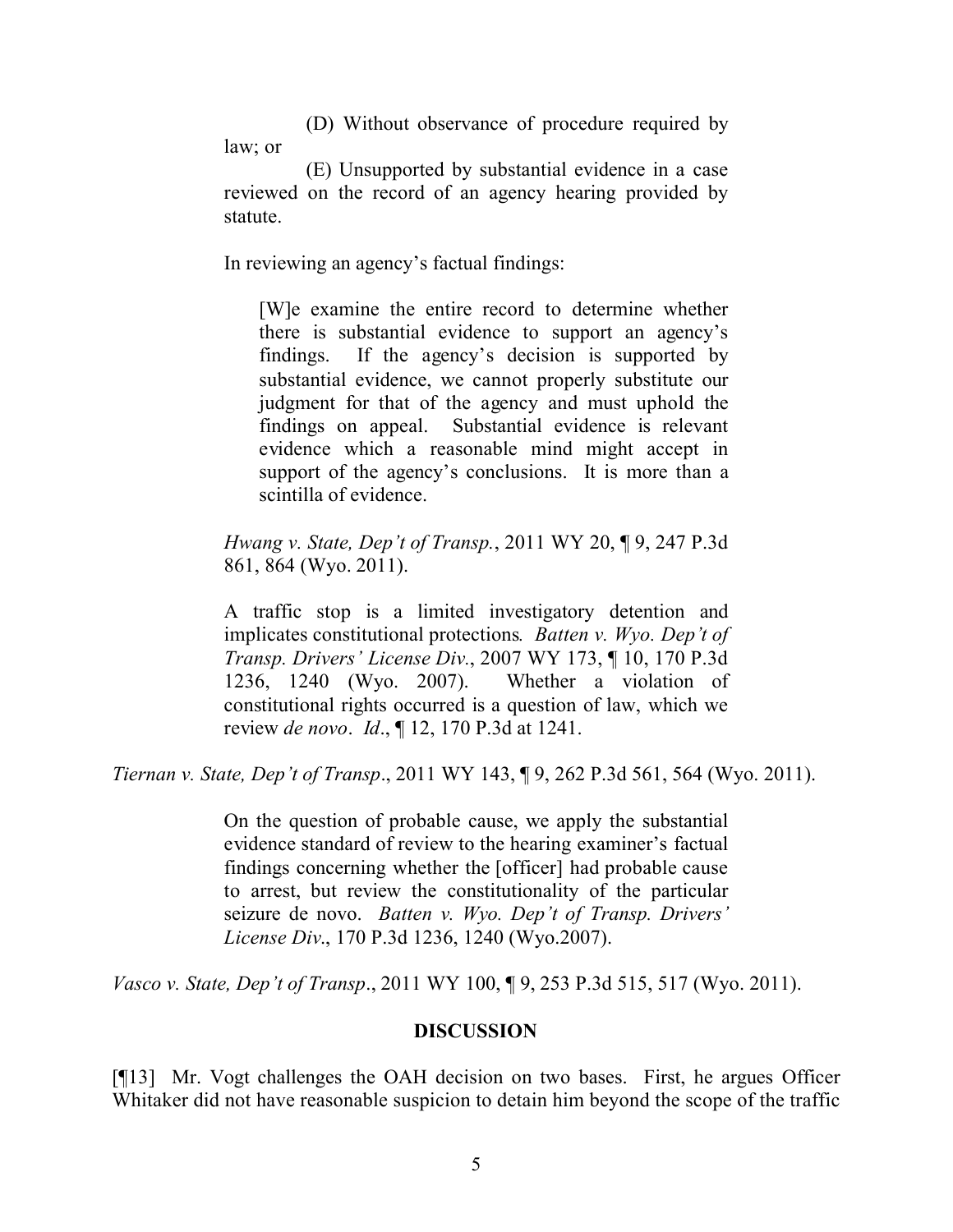> (D) Without observance of procedure required by law; or
>
> (E) Unsupported by substantial evidence in a case reviewed on the record of an agency hearing provided by statute.
>
> In reviewing an agency's factual findings:
>
> > [W]e examine the entire record to determine whether there is substantial evidence to support an agency's findings. If the agency's decision is supported by substantial evidence, we cannot properly substitute our judgment for that of the agency and must uphold the findings on appeal. Substantial evidence is relevant evidence which a reasonable mind might accept in support of the agency's conclusions. It is more than a scintilla of evidence.
>
> *Hwang v. State, Dep't of Transp.*, 2011 WY 20, ¶ 9, 247 P.3d 861, 864 (Wyo. 2011).
>
> A traffic stop is a limited investigatory detention and implicates constitutional protections. *Batten v. Wyo. Dep't of Transp. Drivers' License Div.*, 2007 WY 173, ¶ 10, 170 P.3d 1236, 1240 (Wyo. 2007). Whether a violation of constitutional rights occurred is a question of law, which we review *de novo*. *Id*., ¶ 12, 170 P.3d at 1241.

*Tiernan v. State, Dep't of Transp*., 2011 WY 143, ¶ 9, 262 P.3d 561, 564 (Wyo. 2011).

> On the question of probable cause, we apply the substantial evidence standard of review to the hearing examiner's factual findings concerning whether the [officer] had probable cause to arrest, but review the constitutionality of the particular seizure de novo. *Batten v. Wyo. Dep't of Transp. Drivers' License Div*., 170 P.3d 1236, 1240 (Wyo.2007).

*Vasco v. State, Dep't of Transp*., 2011 WY 100, ¶ 9, 253 P.3d 515, 517 (Wyo. 2011).

## DISCUSSION

[¶13] Mr. Vogt challenges the OAH decision on two bases. First, he argues Officer Whitaker did not have reasonable suspicion to detain him beyond the scope of the traffic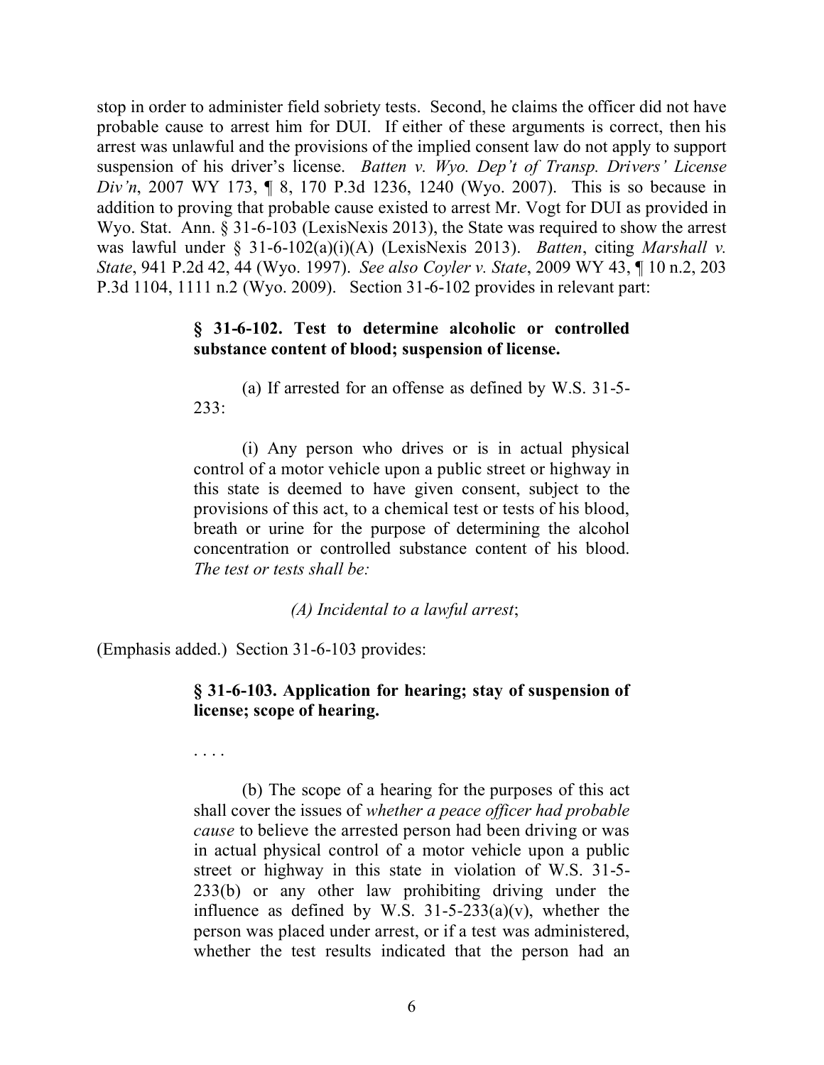stop in order to administer field sobriety tests. Second, he claims the officer did not have probable cause to arrest him for DUI. If either of these arguments is correct, then his arrest was unlawful and the provisions of the implied consent law do not apply to support suspension of his driver's license. *Batten v. Wyo. Dep't of Transp. Drivers' License Div'n*, 2007 WY 173, ¶ 8, 170 P.3d 1236, 1240 (Wyo. 2007). This is so because in addition to proving that probable cause existed to arrest Mr. Vogt for DUI as provided in Wyo. Stat. Ann. § 31-6-103 (LexisNexis 2013), the State was required to show the arrest was lawful under § 31-6-102(a)(i)(A) (LexisNexis 2013). *Batten*, citing *Marshall v. State*, 941 P.2d 42, 44 (Wyo. 1997). *See also Coyler v. State*, 2009 WY 43, ¶ 10 n.2, 203 P.3d 1104, 1111 n.2 (Wyo. 2009). Section 31-6-102 provides in relevant part:

> **§ 31-6-102. Test to determine alcoholic or controlled substance content of blood; suspension of license.**
>
> (a) If arrested for an offense as defined by W.S. 31-5-233:
>
> (i) Any person who drives or is in actual physical control of a motor vehicle upon a public street or highway in this state is deemed to have given consent, subject to the provisions of this act, to a chemical test or tests of his blood, breath or urine for the purpose of determining the alcohol concentration or controlled substance content of his blood. *The test or tests shall be:*
>
> *(A) Incidental to a lawful arrest*;

(Emphasis added.) Section 31-6-103 provides:

> **§ 31-6-103. Application for hearing; stay of suspension of license; scope of hearing.**
>
> . . . .
>
> (b) The scope of a hearing for the purposes of this act shall cover the issues of *whether a peace officer had probable cause* to believe the arrested person had been driving or was in actual physical control of a motor vehicle upon a public street or highway in this state in violation of W.S. 31-5-233(b) or any other law prohibiting driving under the influence as defined by W.S. 31-5-233(a)(v), whether the person was placed under arrest, or if a test was administered, whether the test results indicated that the person had an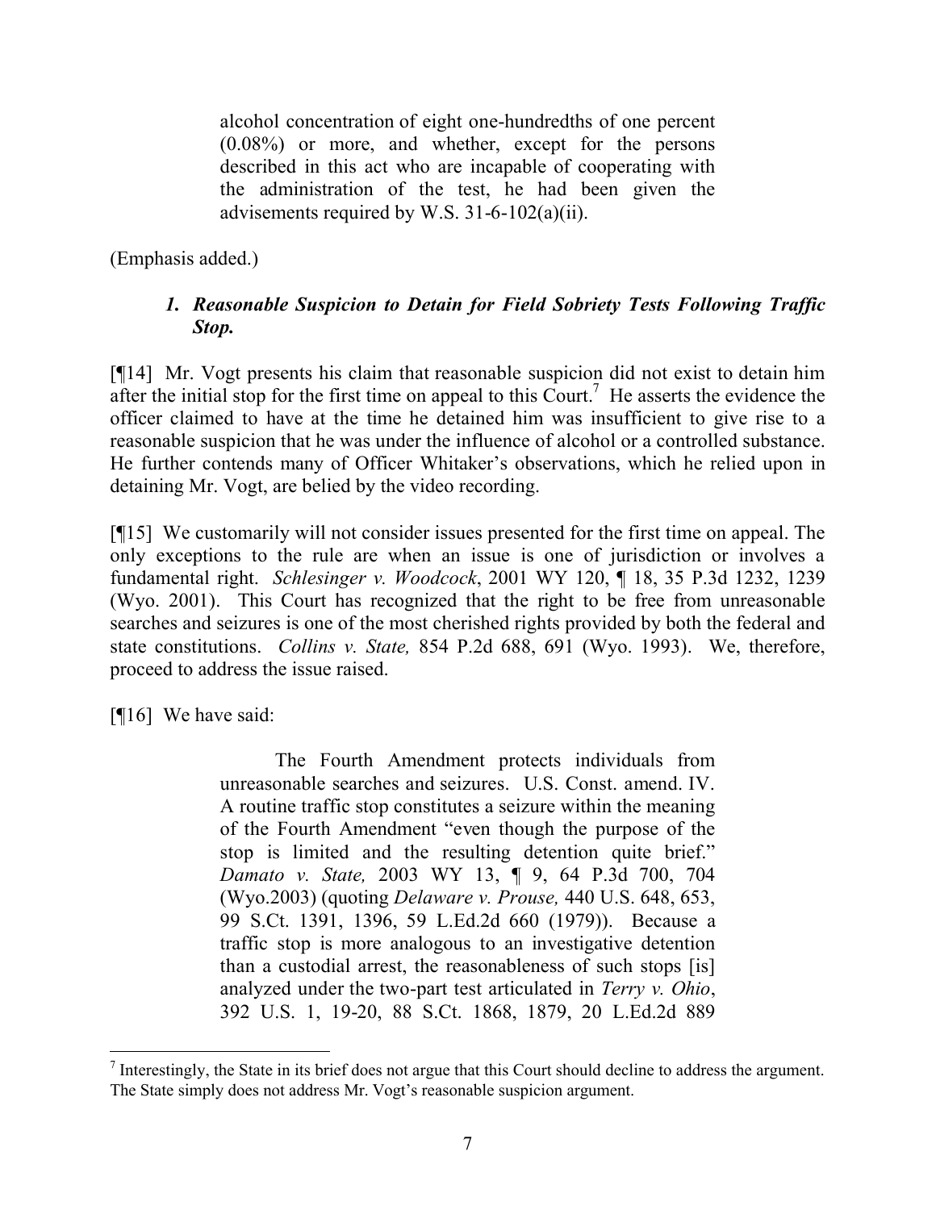> alcohol concentration of eight one-hundredths of one percent (0.08%) or more, and whether, except for the persons described in this act who are incapable of cooperating with the administration of the test, he had been given the advisements required by W.S. 31-6-102(a)(ii).

(Emphasis added.)

### *1. Reasonable Suspicion to Detain for Field Sobriety Tests Following Traffic Stop.*

[¶14] Mr. Vogt presents his claim that reasonable suspicion did not exist to detain him after the initial stop for the first time on appeal to this Court.[7] He asserts the evidence the officer claimed to have at the time he detained him was insufficient to give rise to a reasonable suspicion that he was under the influence of alcohol or a controlled substance. He further contends many of Officer Whitaker's observations, which he relied upon in detaining Mr. Vogt, are belied by the video recording.

[¶15] We customarily will not consider issues presented for the first time on appeal. The only exceptions to the rule are when an issue is one of jurisdiction or involves a fundamental right. *Schlesinger v. Woodcock*, 2001 WY 120, ¶ 18, 35 P.3d 1232, 1239 (Wyo. 2001). This Court has recognized that the right to be free from unreasonable searches and seizures is one of the most cherished rights provided by both the federal and state constitutions. *Collins v. State,* 854 P.2d 688, 691 (Wyo. 1993). We, therefore, proceed to address the issue raised.

[¶16] We have said:

> The Fourth Amendment protects individuals from unreasonable searches and seizures. U.S. Const. amend. IV. A routine traffic stop constitutes a seizure within the meaning of the Fourth Amendment "even though the purpose of the stop is limited and the resulting detention quite brief." *Damato v. State,* 2003 WY 13, ¶ 9, 64 P.3d 700, 704 (Wyo.2003) (quoting *Delaware v. Prouse,* 440 U.S. 648, 653, 99 S.Ct. 1391, 1396, 59 L.Ed.2d 660 (1979)). Because a traffic stop is more analogous to an investigative detention than a custodial arrest, the reasonableness of such stops [is] analyzed under the two-part test articulated in *Terry v. Ohio*, 392 U.S. 1, 19-20, 88 S.Ct. 1868, 1879, 20 L.Ed.2d 889

---

[7] Interestingly, the State in its brief does not argue that this Court should decline to address the argument. The State simply does not address Mr. Vogt's reasonable suspicion argument.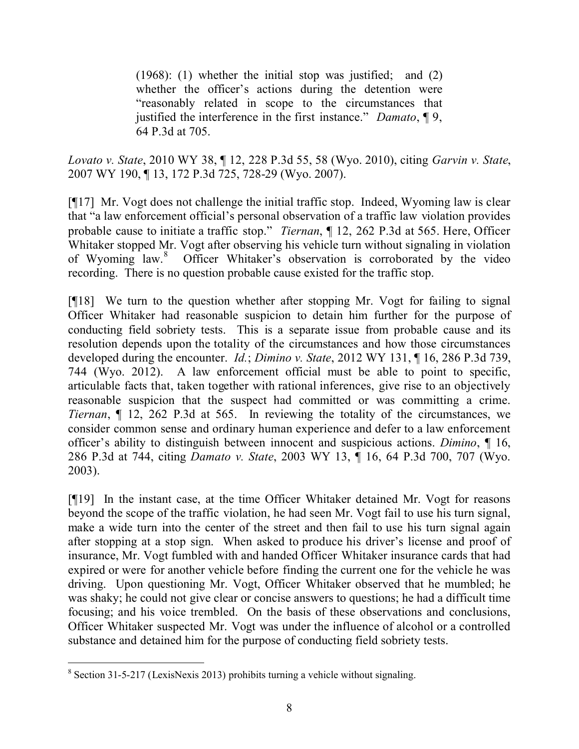> (1968): (1) whether the initial stop was justified; and (2) whether the officer's actions during the detention were "reasonably related in scope to the circumstances that justified the interference in the first instance." *Damato*, ¶ 9, 64 P.3d at 705.

*Lovato v. State*, 2010 WY 38, ¶ 12, 228 P.3d 55, 58 (Wyo. 2010), citing *Garvin v. State*, 2007 WY 190, ¶ 13, 172 P.3d 725, 728-29 (Wyo. 2007).

[¶17] Mr. Vogt does not challenge the initial traffic stop. Indeed, Wyoming law is clear that "a law enforcement official's personal observation of a traffic law violation provides probable cause to initiate a traffic stop." *Tiernan*, ¶ 12, 262 P.3d at 565. Here, Officer Whitaker stopped Mr. Vogt after observing his vehicle turn without signaling in violation of Wyoming law.[8] Officer Whitaker's observation is corroborated by the video recording. There is no question probable cause existed for the traffic stop.

[¶18] We turn to the question whether after stopping Mr. Vogt for failing to signal Officer Whitaker had reasonable suspicion to detain him further for the purpose of conducting field sobriety tests. This is a separate issue from probable cause and its resolution depends upon the totality of the circumstances and how those circumstances developed during the encounter. *Id.*; *Dimino v. State*, 2012 WY 131, ¶ 16, 286 P.3d 739, 744 (Wyo. 2012). A law enforcement official must be able to point to specific, articulable facts that, taken together with rational inferences, give rise to an objectively reasonable suspicion that the suspect had committed or was committing a crime. *Tiernan*, ¶ 12, 262 P.3d at 565. In reviewing the totality of the circumstances, we consider common sense and ordinary human experience and defer to a law enforcement officer's ability to distinguish between innocent and suspicious actions. *Dimino*, ¶ 16, 286 P.3d at 744, citing *Damato v. State*, 2003 WY 13, ¶ 16, 64 P.3d 700, 707 (Wyo. 2003).

[¶19] In the instant case, at the time Officer Whitaker detained Mr. Vogt for reasons beyond the scope of the traffic violation, he had seen Mr. Vogt fail to use his turn signal, make a wide turn into the center of the street and then fail to use his turn signal again after stopping at a stop sign. When asked to produce his driver's license and proof of insurance, Mr. Vogt fumbled with and handed Officer Whitaker insurance cards that had expired or were for another vehicle before finding the current one for the vehicle he was driving. Upon questioning Mr. Vogt, Officer Whitaker observed that he mumbled; he was shaky; he could not give clear or concise answers to questions; he had a difficult time focusing; and his voice trembled. On the basis of these observations and conclusions, Officer Whitaker suspected Mr. Vogt was under the influence of alcohol or a controlled substance and detained him for the purpose of conducting field sobriety tests.

---

[8] Section 31-5-217 (LexisNexis 2013) prohibits turning a vehicle without signaling.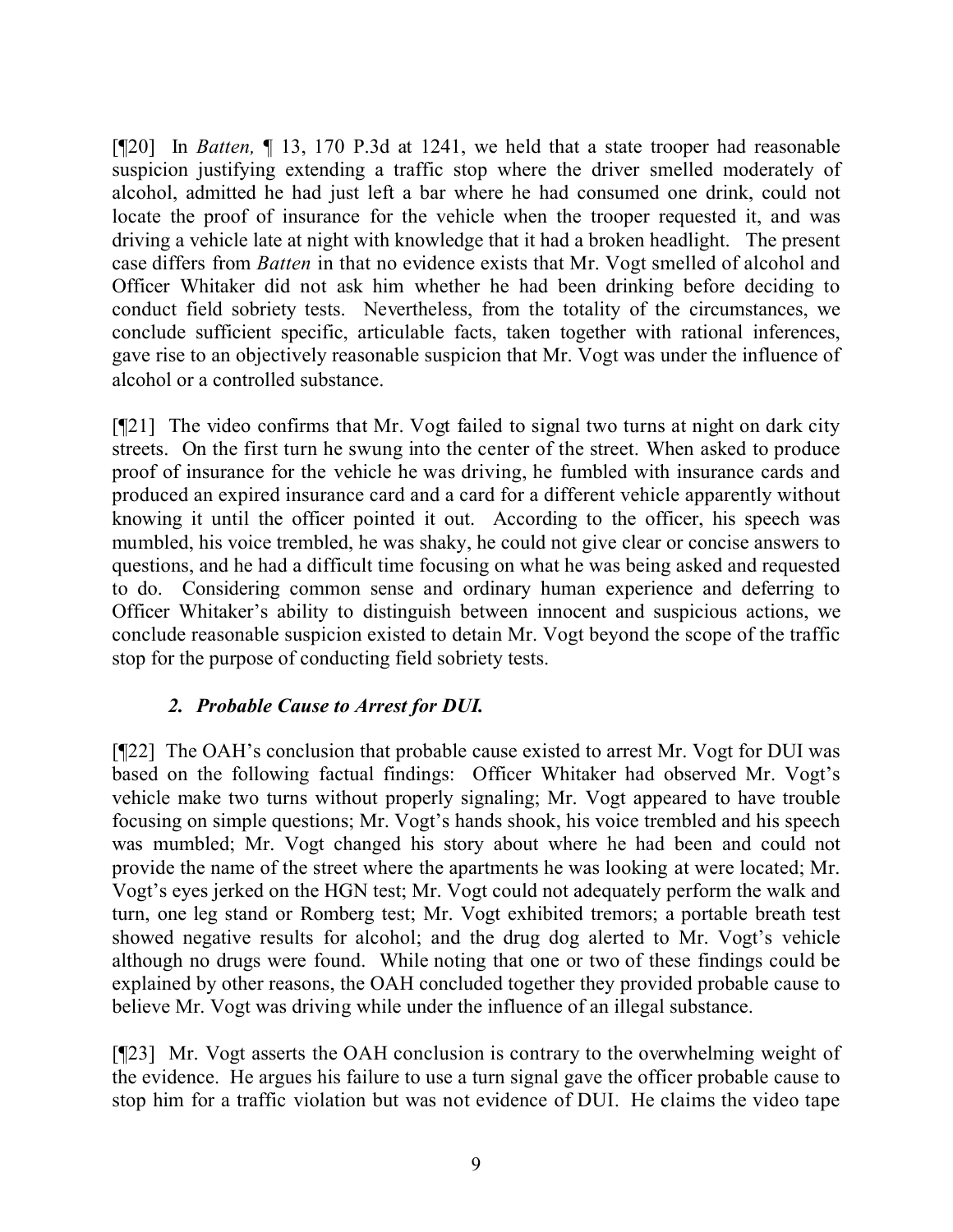[¶20] In *Batten,* ¶ 13, 170 P.3d at 1241, we held that a state trooper had reasonable suspicion justifying extending a traffic stop where the driver smelled moderately of alcohol, admitted he had just left a bar where he had consumed one drink, could not locate the proof of insurance for the vehicle when the trooper requested it, and was driving a vehicle late at night with knowledge that it had a broken headlight. The present case differs from *Batten* in that no evidence exists that Mr. Vogt smelled of alcohol and Officer Whitaker did not ask him whether he had been drinking before deciding to conduct field sobriety tests. Nevertheless, from the totality of the circumstances, we conclude sufficient specific, articulable facts, taken together with rational inferences, gave rise to an objectively reasonable suspicion that Mr. Vogt was under the influence of alcohol or a controlled substance.

[¶21] The video confirms that Mr. Vogt failed to signal two turns at night on dark city streets. On the first turn he swung into the center of the street. When asked to produce proof of insurance for the vehicle he was driving, he fumbled with insurance cards and produced an expired insurance card and a card for a different vehicle apparently without knowing it until the officer pointed it out. According to the officer, his speech was mumbled, his voice trembled, he was shaky, he could not give clear or concise answers to questions, and he had a difficult time focusing on what he was being asked and requested to do. Considering common sense and ordinary human experience and deferring to Officer Whitaker's ability to distinguish between innocent and suspicious actions, we conclude reasonable suspicion existed to detain Mr. Vogt beyond the scope of the traffic stop for the purpose of conducting field sobriety tests.

### *2. Probable Cause to Arrest for DUI.*

[¶22] The OAH's conclusion that probable cause existed to arrest Mr. Vogt for DUI was based on the following factual findings: Officer Whitaker had observed Mr. Vogt's vehicle make two turns without properly signaling; Mr. Vogt appeared to have trouble focusing on simple questions; Mr. Vogt's hands shook, his voice trembled and his speech was mumbled; Mr. Vogt changed his story about where he had been and could not provide the name of the street where the apartments he was looking at were located; Mr. Vogt's eyes jerked on the HGN test; Mr. Vogt could not adequately perform the walk and turn, one leg stand or Romberg test; Mr. Vogt exhibited tremors; a portable breath test showed negative results for alcohol; and the drug dog alerted to Mr. Vogt's vehicle although no drugs were found. While noting that one or two of these findings could be explained by other reasons, the OAH concluded together they provided probable cause to believe Mr. Vogt was driving while under the influence of an illegal substance.

[¶23] Mr. Vogt asserts the OAH conclusion is contrary to the overwhelming weight of the evidence. He argues his failure to use a turn signal gave the officer probable cause to stop him for a traffic violation but was not evidence of DUI. He claims the video tape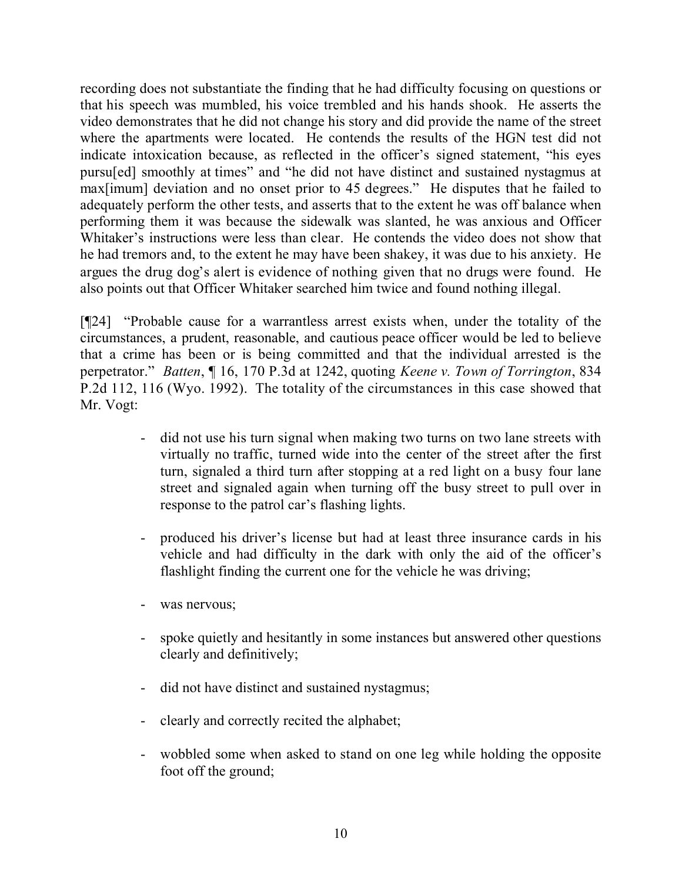recording does not substantiate the finding that he had difficulty focusing on questions or that his speech was mumbled, his voice trembled and his hands shook. He asserts the video demonstrates that he did not change his story and did provide the name of the street where the apartments were located. He contends the results of the HGN test did not indicate intoxication because, as reflected in the officer's signed statement, "his eyes pursu[ed] smoothly at times" and "he did not have distinct and sustained nystagmus at max[imum] deviation and no onset prior to 45 degrees." He disputes that he failed to adequately perform the other tests, and asserts that to the extent he was off balance when performing them it was because the sidewalk was slanted, he was anxious and Officer Whitaker's instructions were less than clear. He contends the video does not show that he had tremors and, to the extent he may have been shakey, it was due to his anxiety. He argues the drug dog's alert is evidence of nothing given that no drugs were found. He also points out that Officer Whitaker searched him twice and found nothing illegal.

[¶24] "Probable cause for a warrantless arrest exists when, under the totality of the circumstances, a prudent, reasonable, and cautious peace officer would be led to believe that a crime has been or is being committed and that the individual arrested is the perpetrator." *Batten*, ¶ 16, 170 P.3d at 1242, quoting *Keene v. Town of Torrington*, 834 P.2d 112, 116 (Wyo. 1992). The totality of the circumstances in this case showed that Mr. Vogt:

- did not use his turn signal when making two turns on two lane streets with virtually no traffic, turned wide into the center of the street after the first turn, signaled a third turn after stopping at a red light on a busy four lane street and signaled again when turning off the busy street to pull over in response to the patrol car's flashing lights.

- produced his driver's license but had at least three insurance cards in his vehicle and had difficulty in the dark with only the aid of the officer's flashlight finding the current one for the vehicle he was driving;

- was nervous;

- spoke quietly and hesitantly in some instances but answered other questions clearly and definitively;

- did not have distinct and sustained nystagmus;

- clearly and correctly recited the alphabet;

- wobbled some when asked to stand on one leg while holding the opposite foot off the ground;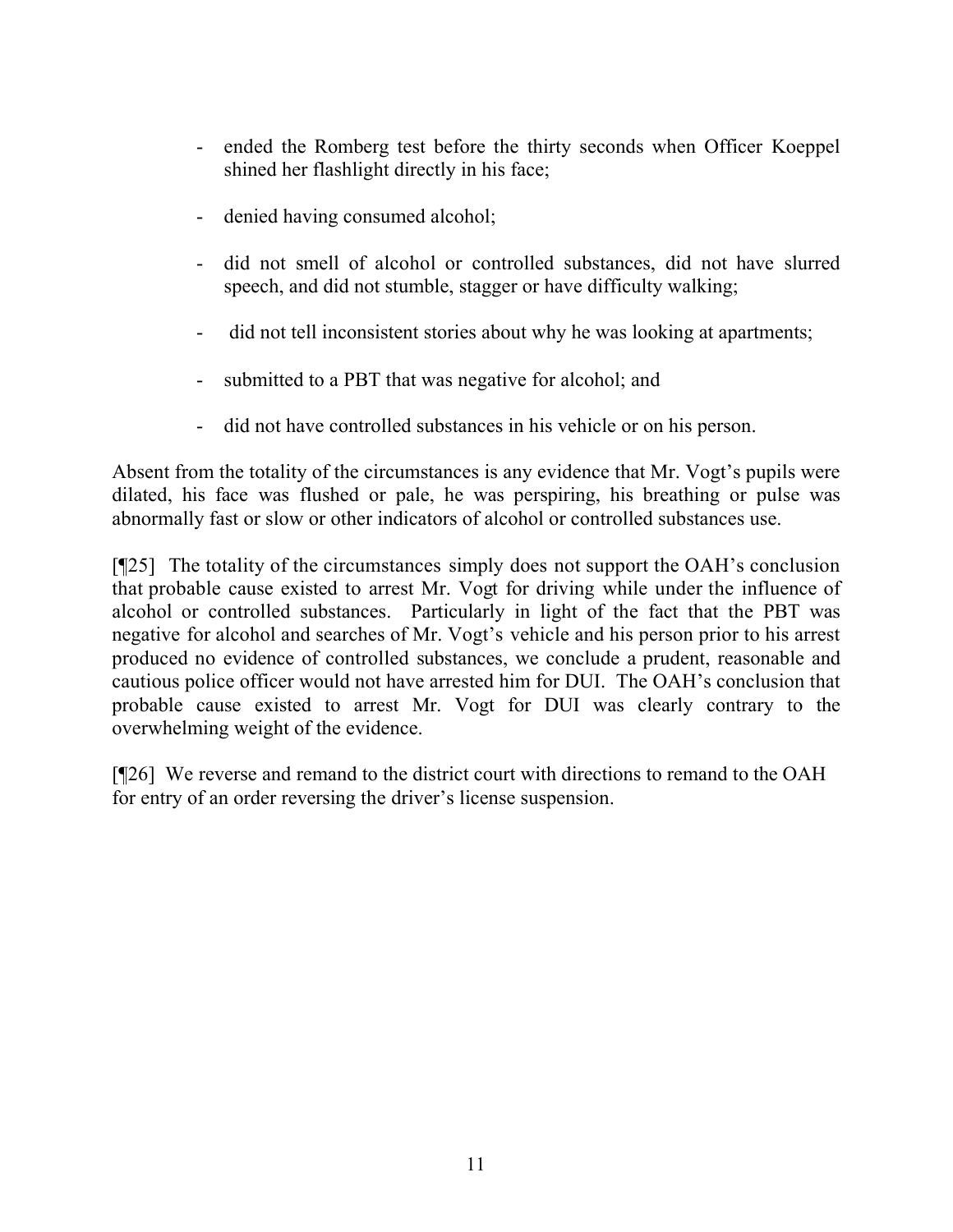- ended the Romberg test before the thirty seconds when Officer Koeppel shined her flashlight directly in his face;
- denied having consumed alcohol;
- did not smell of alcohol or controlled substances, did not have slurred speech, and did not stumble, stagger or have difficulty walking;
- did not tell inconsistent stories about why he was looking at apartments;
- submitted to a PBT that was negative for alcohol; and
- did not have controlled substances in his vehicle or on his person.

Absent from the totality of the circumstances is any evidence that Mr. Vogt's pupils were dilated, his face was flushed or pale, he was perspiring, his breathing or pulse was abnormally fast or slow or other indicators of alcohol or controlled substances use.

[¶25] The totality of the circumstances simply does not support the OAH's conclusion that probable cause existed to arrest Mr. Vogt for driving while under the influence of alcohol or controlled substances. Particularly in light of the fact that the PBT was negative for alcohol and searches of Mr. Vogt's vehicle and his person prior to his arrest produced no evidence of controlled substances, we conclude a prudent, reasonable and cautious police officer would not have arrested him for DUI. The OAH's conclusion that probable cause existed to arrest Mr. Vogt for DUI was clearly contrary to the overwhelming weight of the evidence.

[¶26] We reverse and remand to the district court with directions to remand to the OAH for entry of an order reversing the driver's license suspension.